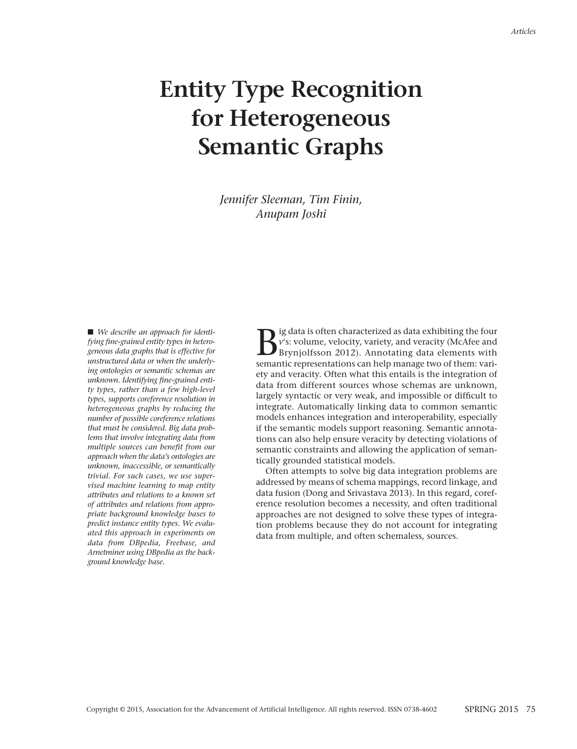# Entity Type Recognition for Heterogeneous Semantic Graphs

*Jennifer Sleeman, Tim Finin, Anupam Joshi*

■ *We describe an approach for identifying fine-grained entity types in heterogeneous data graphs that is effective for unstructured data or when the underlying ontologies or semantic schemas are unknown. Identifying fine-grained entity types, rather than a few high-level types, supports coreference resolution in heterogeneous graphs by reducing the number of possible coreference relations that must be considered. Big data problems that involve integrating data from multiple sources can benefit from our approach when the data's ontologies are unknown, inaccessible, or semantically trivial. For such cases, we use supervised machine learning to map entity attributes and relations to a known set of attributes and relations from appropriate background knowledge bases to predict instance entity types. We evaluated this approach in experiments on data from DBpedia, Freebase, and Arnetminer using DBpedia as the background knowledge base.*

Big data is often characterized as data exhibiting the four *v*'s: volume, velocity, variety, and veracity (McAfee and Brynjolfsson 2012). Annotating data elements with semantic representations can help manage two of them: variety and veracity. Often what this entails is the integration of data from different sources whose schemas are unknown, largely syntactic or very weak, and impossible or difficult to integrate. Automatically linking data to common semantic models enhances integration and interoperability, especially if the semantic models support reasoning. Semantic annotations can also help ensure veracity by detecting violations of semantic constraints and allowing the application of semantically grounded statistical models.

Often attempts to solve big data integration problems are addressed by means of schema mappings, record linkage, and data fusion (Dong and Srivastava 2013). In this regard, coreference resolution becomes a necessity, and often traditional approaches are not designed to solve these types of integration problems because they do not account for integrating data from multiple, and often schemaless, sources.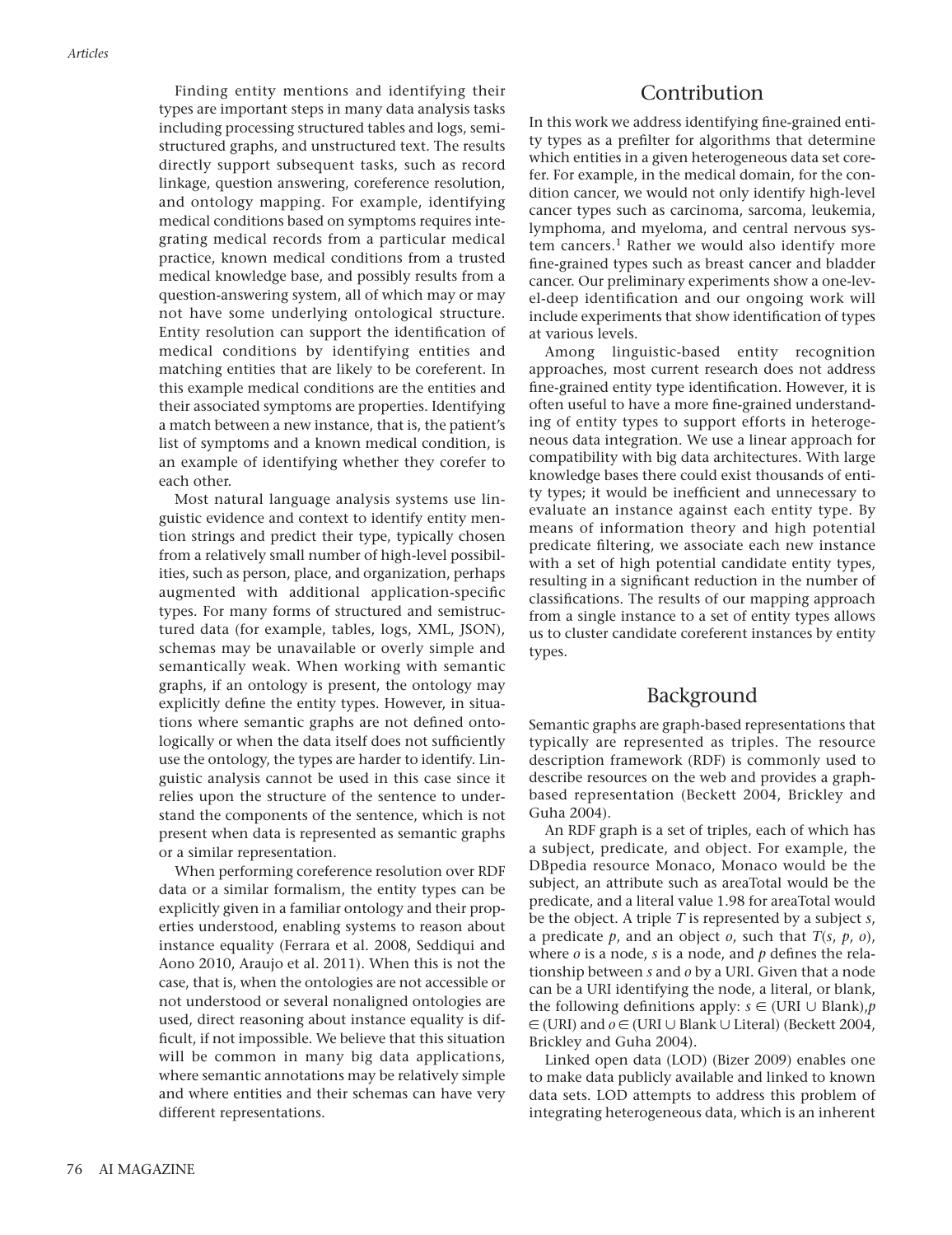Finding entity mentions and identifying their types are important steps in many data analysis tasks including processing structured tables and logs, semistructured graphs, and unstructured text. The results directly support subsequent tasks, such as record linkage, question answering, coreference resolution, and ontology mapping. For example, identifying medical conditions based on symptoms requires integrating medical records from a particular medical practice, known medical conditions from a trusted medical knowledge base, and possibly results from a question-answering system, all of which may or may not have some underlying ontological structure. Entity resolution can support the identification of medical conditions by identifying entities and matching entities that are likely to be coreferent. In this example medical conditions are the entities and their associated symptoms are properties. Identifying a match between a new instance, that is, the patient's list of symptoms and a known medical condition, is an example of identifying whether they corefer to each other.

Most natural language analysis systems use linguistic evidence and context to identify entity mention strings and predict their type, typically chosen from a relatively small number of high-level possibilities, such as person, place, and organization, perhaps augmented with additional application-specific types. For many forms of structured and semistructured data (for example, tables, logs, XML, JSON), schemas may be unavailable or overly simple and semantically weak. When working with semantic graphs, if an ontology is present, the ontology may explicitly define the entity types. However, in situations where semantic graphs are not defined ontologically or when the data itself does not sufficiently use the ontology, the types are harder to identify. Linguistic analysis cannot be used in this case since it relies upon the structure of the sentence to understand the components of the sentence, which is not present when data is represented as semantic graphs or a similar representation.

When performing coreference resolution over RDF data or a similar formalism, the entity types can be explicitly given in a familiar ontology and their properties understood, enabling systems to reason about instance equality (Ferrara et al. 2008, Seddiqui and Aono 2010, Araujo et al. 2011). When this is not the case, that is, when the ontologies are not accessible or not understood or several nonaligned ontologies are used, direct reasoning about instance equality is difficult, if not impossible. We believe that this situation will be common in many big data applications, where semantic annotations may be relatively simple and where entities and their schemas can have very different representations.

## Contribution

In this work we address identifying fine-grained entity types as a prefilter for algorithms that determine which entities in a given heterogeneous data set corefer. For example, in the medical domain, for the condition cancer, we would not only identify high-level cancer types such as carcinoma, sarcoma, leukemia, lymphoma, and myeloma, and central nervous system cancers.[1] Rather we would also identify more fine-grained types such as breast cancer and bladder cancer. Our preliminary experiments show a one-level-deep identification and our ongoing work will include experiments that show identification of types at various levels.

Among linguistic-based entity recognition approaches, most current research does not address fine-grained entity type identification. However, it is often useful to have a more fine-grained understanding of entity types to support efforts in heterogeneous data integration. We use a linear approach for compatibility with big data architectures. With large knowledge bases there could exist thousands of entity types; it would be inefficient and unnecessary to evaluate an instance against each entity type. By means of information theory and high potential predicate filtering, we associate each new instance with a set of high potential candidate entity types, resulting in a significant reduction in the number of classifications. The results of our mapping approach from a single instance to a set of entity types allows us to cluster candidate coreferent instances by entity types.

## Background

Semantic graphs are graph-based representations that typically are represented as triples. The resource description framework (RDF) is commonly used to describe resources on the web and provides a graph-based representation (Beckett 2004, Brickley and Guha 2004).

An RDF graph is a set of triples, each of which has a subject, predicate, and object. For example, the DBpedia resource Monaco, Monaco would be the subject, an attribute such as areaTotal would be the predicate, and a literal value 1.98 for areaTotal would be the object. A triple $T$ is represented by a subject $s$, a predicate $p$, and an object $o$, such that $T(s, p, o)$, where $o$ is a node, $s$ is a node, and $p$ defines the relationship between $s$ and $o$ by a URI. Given that a node can be a URI identifying the node, a literal, or blank, the following definitions apply: $s \in (\text{URI} \cup \text{Blank})$, $p \in (\text{URI})$ and $o \in (\text{URI} \cup \text{Blank} \cup \text{Literal})$ (Beckett 2004, Brickley and Guha 2004).

Linked open data (LOD) (Bizer 2009) enables one to make data publicly available and linked to known data sets. LOD attempts to address this problem of integrating heterogeneous data, which is an inherent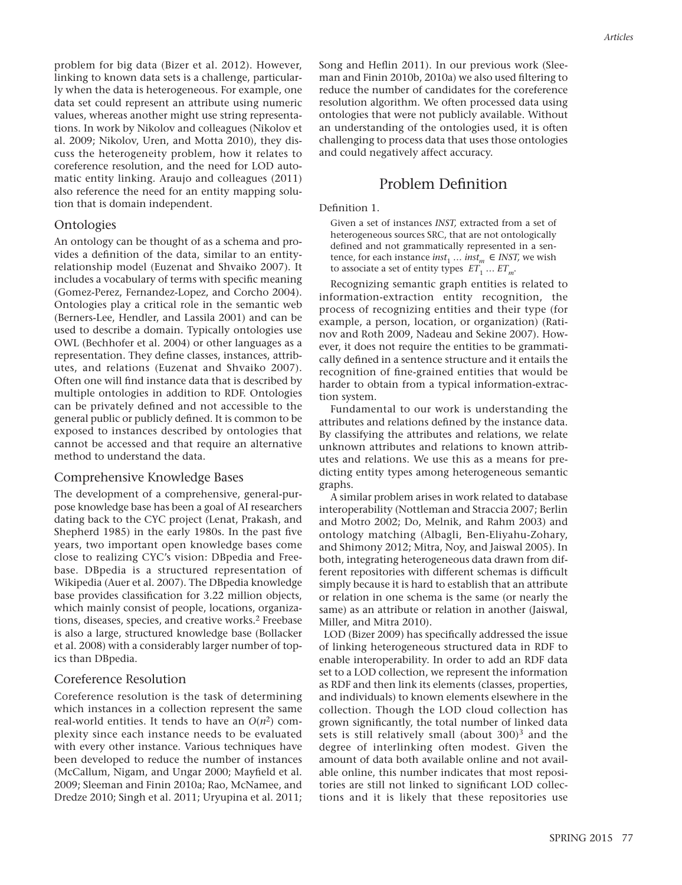problem for big data (Bizer et al. 2012). However, linking to known data sets is a challenge, particularly when the data is heterogeneous. For example, one data set could represent an attribute using numeric values, whereas another might use string representations. In work by Nikolov and colleagues (Nikolov et al. 2009; Nikolov, Uren, and Motta 2010), they discuss the heterogeneity problem, how it relates to coreference resolution, and the need for LOD automatic entity linking. Araujo and colleagues (2011) also reference the need for an entity mapping solution that is domain independent.

## Ontologies

An ontology can be thought of as a schema and provides a definition of the data, similar to an entity-relationship model (Euzenat and Shvaiko 2007). It includes a vocabulary of terms with specific meaning (Gomez-Perez, Fernandez-Lopez, and Corcho 2004). Ontologies play a critical role in the semantic web (Berners-Lee, Hendler, and Lassila 2001) and can be used to describe a domain. Typically ontologies use OWL (Bechhofer et al. 2004) or other languages as a representation. They define classes, instances, attributes, and relations (Euzenat and Shvaiko 2007). Often one will find instance data that is described by multiple ontologies in addition to RDF. Ontologies can be privately defined and not accessible to the general public or publicly defined. It is common to be exposed to instances described by ontologies that cannot be accessed and that require an alternative method to understand the data.

## Comprehensive Knowledge Bases

The development of a comprehensive, general-purpose knowledge base has been a goal of AI researchers dating back to the CYC project (Lenat, Prakash, and Shepherd 1985) in the early 1980s. In the past five years, two important open knowledge bases come close to realizing CYC's vision: DBpedia and Freebase. DBpedia is a structured representation of Wikipedia (Auer et al. 2007). The DBpedia knowledge base provides classification for 3.22 million objects, which mainly consist of people, locations, organizations, diseases, species, and creative works.[2] Freebase is also a large, structured knowledge base (Bollacker et al. 2008) with a considerably larger number of topics than DBpedia.

## Coreference Resolution

Coreference resolution is the task of determining which instances in a collection represent the same real-world entities. It tends to have an $O(n^2)$ complexity since each instance needs to be evaluated with every other instance. Various techniques have been developed to reduce the number of instances (McCallum, Nigam, and Ungar 2000; Mayfield et al. 2009; Sleeman and Finin 2010a; Rao, McNamee, and Dredze 2010; Singh et al. 2011; Uryupina et al. 2011; Song and Heflin 2011). In our previous work (Sleeman and Finin 2010b, 2010a) we also used filtering to reduce the number of candidates for the coreference resolution algorithm. We often processed data using ontologies that were not publicly available. Without an understanding of the ontologies used, it is often challenging to process data that uses those ontologies and could negatively affect accuracy.

# Problem Definition

Definition 1.

> Given a set of instances *INST,* extracted from a set of heterogeneous sources SRC, that are not ontologically defined and not grammatically represented in a sentence, for each instance $inst_1 \ldots inst_m \in INST$, we wish to associate a set of entity types $ET_1 \ldots ET_m$.

Recognizing semantic graph entities is related to information-extraction entity recognition, the process of recognizing entities and their type (for example, a person, location, or organization) (Ratinov and Roth 2009, Nadeau and Sekine 2007). However, it does not require the entities to be grammatically defined in a sentence structure and it entails the recognition of fine-grained entities that would be harder to obtain from a typical information-extraction system.

Fundamental to our work is understanding the attributes and relations defined by the instance data. By classifying the attributes and relations, we relate unknown attributes and relations to known attributes and relations. We use this as a means for predicting entity types among heterogeneous semantic graphs.

A similar problem arises in work related to database interoperability (Nottleman and Straccia 2007; Berlin and Motro 2002; Do, Melnik, and Rahm 2003) and ontology matching (Albagli, Ben-Eliyahu-Zohary, and Shimony 2012; Mitra, Noy, and Jaiswal 2005). In both, integrating heterogeneous data drawn from different repositories with different schemas is difficult simply because it is hard to establish that an attribute or relation in one schema is the same (or nearly the same) as an attribute or relation in another (Jaiswal, Miller, and Mitra 2010).

LOD (Bizer 2009) has specifically addressed the issue of linking heterogeneous structured data in RDF to enable interoperability. In order to add an RDF data set to a LOD collection, we represent the information as RDF and then link its elements (classes, properties, and individuals) to known elements elsewhere in the collection. Though the LOD cloud collection has grown significantly, the total number of linked data sets is still relatively small (about 300)[3] and the degree of interlinking often modest. Given the amount of data both available online and not available online, this number indicates that most repositories are still not linked to significant LOD collections and it is likely that these repositories use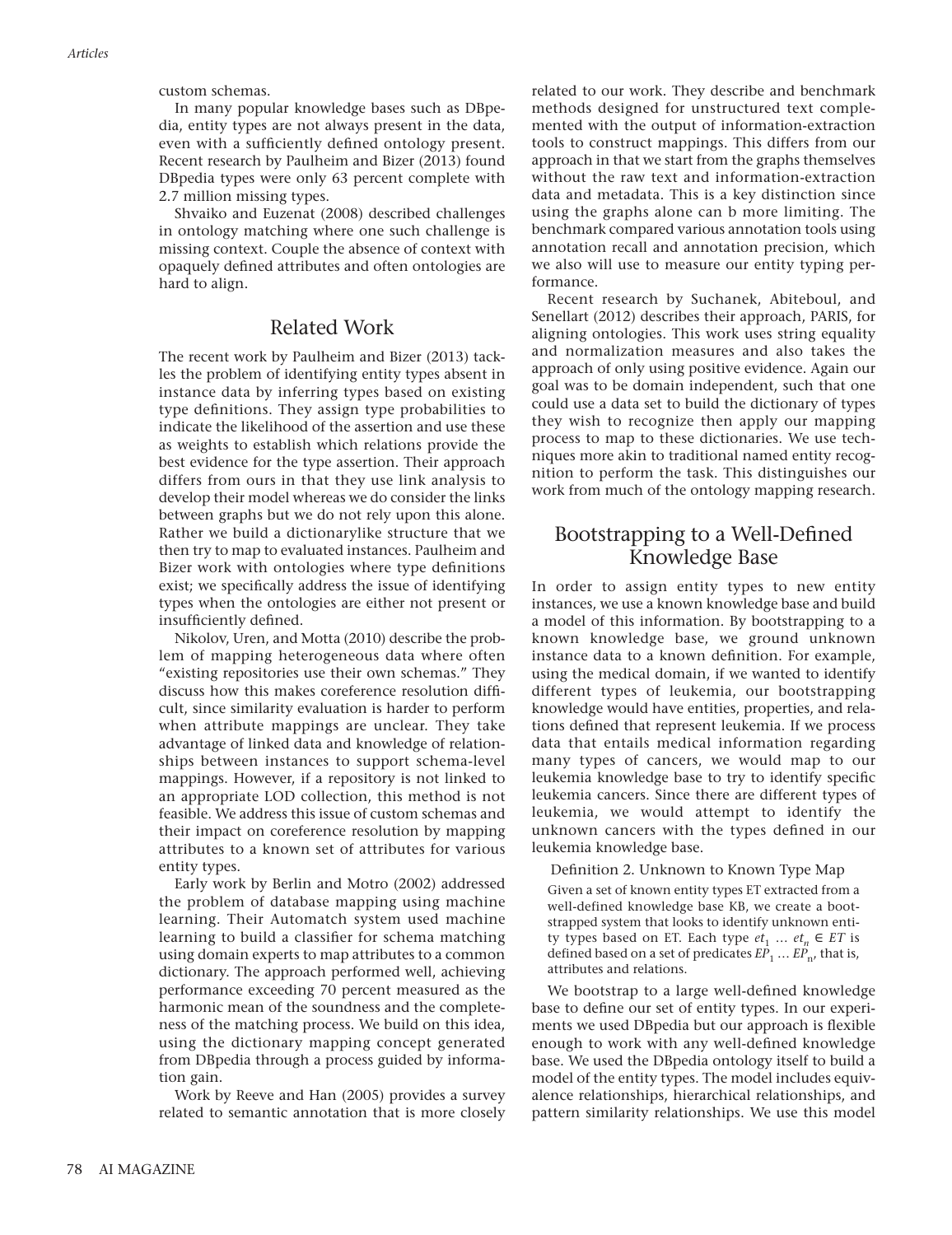custom schemas.

In many popular knowledge bases such as DBpedia, entity types are not always present in the data, even with a sufficiently defined ontology present. Recent research by Paulheim and Bizer (2013) found DBpedia types were only 63 percent complete with 2.7 million missing types.

Shvaiko and Euzenat (2008) described challenges in ontology matching where one such challenge is missing context. Couple the absence of context with opaquely defined attributes and often ontologies are hard to align.

## Related Work

The recent work by Paulheim and Bizer (2013) tackles the problem of identifying entity types absent in instance data by inferring types based on existing type definitions. They assign type probabilities to indicate the likelihood of the assertion and use these as weights to establish which relations provide the best evidence for the type assertion. Their approach differs from ours in that they use link analysis to develop their model whereas we do consider the links between graphs but we do not rely upon this alone. Rather we build a dictionarylike structure that we then try to map to evaluated instances. Paulheim and Bizer work with ontologies where type definitions exist; we specifically address the issue of identifying types when the ontologies are either not present or insufficiently defined.

Nikolov, Uren, and Motta (2010) describe the problem of mapping heterogeneous data where often "existing repositories use their own schemas." They discuss how this makes coreference resolution difficult, since similarity evaluation is harder to perform when attribute mappings are unclear. They take advantage of linked data and knowledge of relationships between instances to support schema-level mappings. However, if a repository is not linked to an appropriate LOD collection, this method is not feasible. We address this issue of custom schemas and their impact on coreference resolution by mapping attributes to a known set of attributes for various entity types.

Early work by Berlin and Motro (2002) addressed the problem of database mapping using machine learning. Their Automatch system used machine learning to build a classifier for schema matching using domain experts to map attributes to a common dictionary. The approach performed well, achieving performance exceeding 70 percent measured as the harmonic mean of the soundness and the completeness of the matching process. We build on this idea, using the dictionary mapping concept generated from DBpedia through a process guided by information gain.

Work by Reeve and Han (2005) provides a survey related to semantic annotation that is more closely related to our work. They describe and benchmark methods designed for unstructured text complemented with the output of information-extraction tools to construct mappings. This differs from our approach in that we start from the graphs themselves without the raw text and information-extraction data and metadata. This is a key distinction since using the graphs alone can b more limiting. The benchmark compared various annotation tools using annotation recall and annotation precision, which we also will use to measure our entity typing performance.

Recent research by Suchanek, Abiteboul, and Senellart (2012) describes their approach, PARIS, for aligning ontologies. This work uses string equality and normalization measures and also takes the approach of only using positive evidence. Again our goal was to be domain independent, such that one could use a data set to build the dictionary of types they wish to recognize then apply our mapping process to map to these dictionaries. We use techniques more akin to traditional named entity recognition to perform the task. This distinguishes our work from much of the ontology mapping research.

## Bootstrapping to a Well-Defined Knowledge Base

In order to assign entity types to new entity instances, we use a known knowledge base and build a model of this information. By bootstrapping to a known knowledge base, we ground unknown instance data to a known definition. For example, using the medical domain, if we wanted to identify different types of leukemia, our bootstrapping knowledge would have entities, properties, and relations defined that represent leukemia. If we process data that entails medical information regarding many types of cancers, we would map to our leukemia knowledge base to try to identify specific leukemia cancers. Since there are different types of leukemia, we would attempt to identify the unknown cancers with the types defined in our leukemia knowledge base.

Definition 2. Unknown to Known Type Map

Given a set of known entity types ET extracted from a well-defined knowledge base KB, we create a bootstrapped system that looks to identify unknown entity types based on ET. Each type $et_1 \ldots et_n \in ET$ is defined based on a set of predicates $EP_1 \ldots EP_n$, that is, attributes and relations.

We bootstrap to a large well-defined knowledge base to define our set of entity types. In our experiments we used DBpedia but our approach is flexible enough to work with any well-defined knowledge base. We used the DBpedia ontology itself to build a model of the entity types. The model includes equivalence relationships, hierarchical relationships, and pattern similarity relationships. We use this model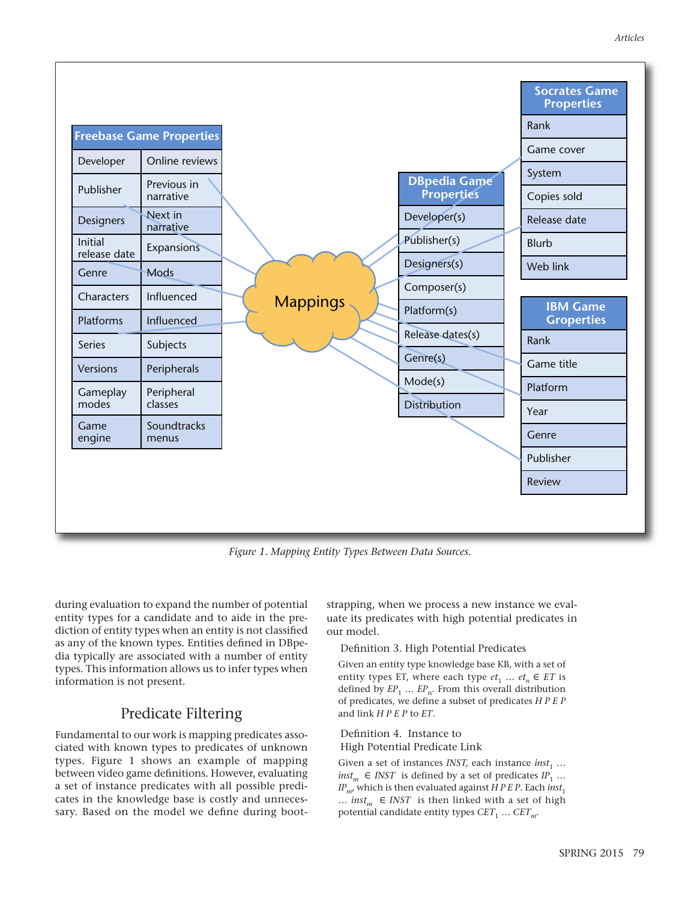| Freebase Game Properties | |
|---|---|
| Developer | Online reviews |
| Publisher | Previous in narrative |
| Designers | Next in narrative |
| Initial release date | Expansions |
| Genre | Mods |
| Characters | Influenced |
| Platforms | Influenced |
| Series | Subjects |
| Versions | Peripherals |
| Gameplay modes | Peripheral classes |
| Game engine | Soundtracks menus |

Mappings

| DBpedia Game Properties |
|---|
| Developer(s) |
| Publisher(s) |
| Designers(s) |
| Composer(s) |
| Platform(s) |
| Release dates(s) |
| Genre(s) |
| Mode(s) |
| Distribution |

| Socrates Game Properties |
|---|
| Rank |
| Game cover |
| System |
| Copies sold |
| Release date |
| Blurb |
| Web link |

| IBM Game Groperties |
|---|
| Rank |
| Game title |
| Platform |
| Year |
| Genre |
| Publisher |
| Review |

*Figure 1. Mapping Entity Types Between Data Sources.*

during evaluation to expand the number of potential entity types for a candidate and to aide in the prediction of entity types when an entity is not classified as any of the known types. Entities defined in DBpedia typically are associated with a number of entity types. This information allows us to infer types when information is not present.

## Predicate Filtering

Fundamental to our work is mapping predicates associated with known types to predicates of unknown types. Figure 1 shows an example of mapping between video game definitions. However, evaluating a set of instance predicates with all possible predicates in the knowledge base is costly and unnecessary. Based on the model we define during bootstrapping, when we process a new instance we evaluate its predicates with high potential predicates in our model.

Definition 3. High Potential Predicates

Given an entity type knowledge base KB, with a set of entity types ET, where each type $et_1 \ldots et_n \in ET$ is defined by $EP_1 \ldots EP_n$. From this overall distribution of predicates, we define a subset of predicates $HPEP$ and link $HPEP$ to $ET$.

Definition 4. Instance to High Potential Predicate Link

Given a set of instances $INST$, each instance $inst_1 \ldots inst_m \in INST$ is defined by a set of predicates $IP_1 \ldots IP_{m'}$ which is then evaluated against $HPEP$. Each $inst_1 \ldots inst_m \in INST$ is then linked with a set of high potential candidate entity types $CET_1 \ldots CET_m$.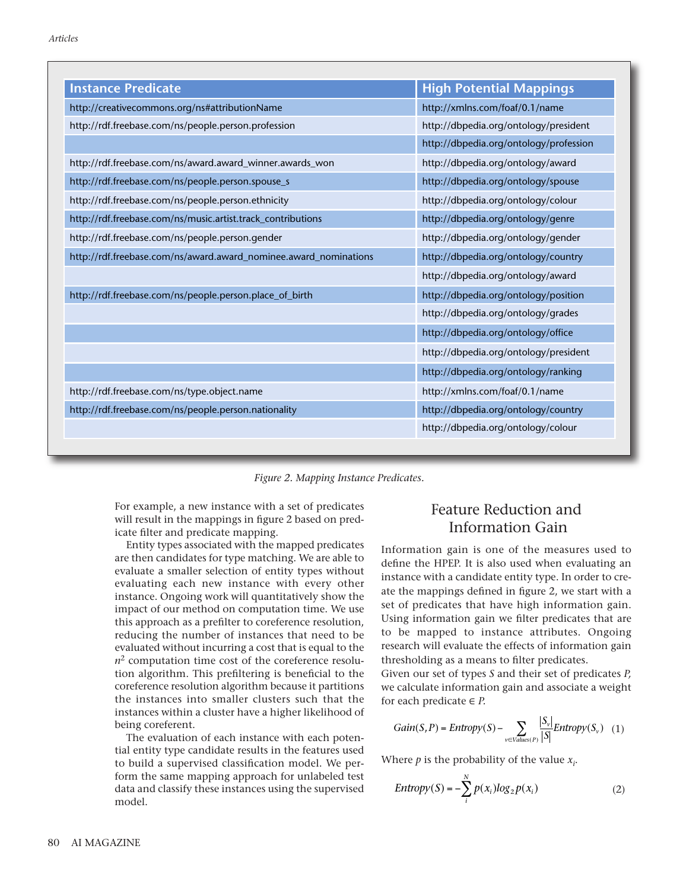| Instance Predicate | High Potential Mappings |
|---|---|
| http://creativecommons.org/ns#attributionName | http://xmlns.com/foaf/0.1/name |
| http://rdf.freebase.com/ns/people.person.profession | http://dbpedia.org/ontology/president |
| | http://dbpedia.org/ontology/profession |
| http://rdf.freebase.com/ns/award.award_winner.awards_won | http://dbpedia.org/ontology/award |
| http://rdf.freebase.com/ns/people.person.spouse_s | http://dbpedia.org/ontology/spouse |
| http://rdf.freebase.com/ns/people.person.ethnicity | http://dbpedia.org/ontology/colour |
| http://rdf.freebase.com/ns/music.artist.track_contributions | http://dbpedia.org/ontology/genre |
| http://rdf.freebase.com/ns/people.person.gender | http://dbpedia.org/ontology/gender |
| http://rdf.freebase.com/ns/award.award_nominee.award_nominations | http://dbpedia.org/ontology/country |
| | http://dbpedia.org/ontology/award |
| http://rdf.freebase.com/ns/people.person.place_of_birth | http://dbpedia.org/ontology/position |
| | http://dbpedia.org/ontology/grades |
| | http://dbpedia.org/ontology/office |
| | http://dbpedia.org/ontology/president |
| | http://dbpedia.org/ontology/ranking |
| http://rdf.freebase.com/ns/type.object.name | http://xmlns.com/foaf/0.1/name |
| http://rdf.freebase.com/ns/people.person.nationality | http://dbpedia.org/ontology/country |
| | http://dbpedia.org/ontology/colour |

*Figure 2. Mapping Instance Predicates.*

For example, a new instance with a set of predicates will result in the mappings in figure 2 based on predicate filter and predicate mapping.

Entity types associated with the mapped predicates are then candidates for type matching. We are able to evaluate a smaller selection of entity types without evaluating each new instance with every other instance. Ongoing work will quantitatively show the impact of our method on computation time. We use this approach as a prefilter to coreference resolution, reducing the number of instances that need to be evaluated without incurring a cost that is equal to the $n^2$ computation time cost of the coreference resolution algorithm. This prefiltering is beneficial to the coreference resolution algorithm because it partitions the instances into smaller clusters such that the instances within a cluster have a higher likelihood of being coreferent.

The evaluation of each instance with each potential entity type candidate results in the features used to build a supervised classification model. We perform the same mapping approach for unlabeled test data and classify these instances using the supervised model.

## Feature Reduction and Information Gain

Information gain is one of the measures used to define the HPEP. It is also used when evaluating an instance with a candidate entity type. In order to create the mappings defined in figure 2, we start with a set of predicates that have high information gain. Using information gain we filter predicates that are to be mapped to instance attributes. Ongoing research will evaluate the effects of information gain thresholding as a means to filter predicates.

Given our set of types $S$ and their set of predicates $P$, we calculate information gain and associate a weight for each predicate $\in P$.

$$Gain(S,P) = Entropy(S) - \sum_{v \in Values(P)} \frac{|S_v|}{|S|} Entropy(S_v) \quad (1)$$

Where $p$ is the probability of the value $x_i$.

$$Entropy(S) = -\sum_{i}^{N} p(x_i) log_2 p(x_i) \quad (2)$$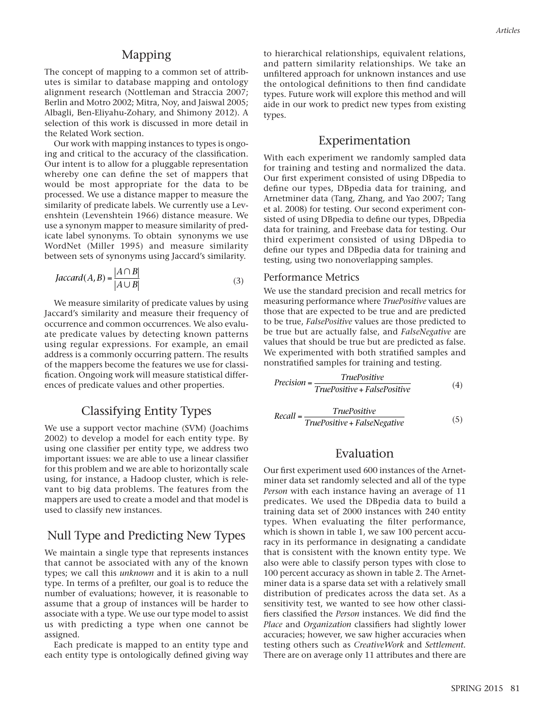## Mapping

The concept of mapping to a common set of attributes is similar to database mapping and ontology alignment research (Nottleman and Straccia 2007; Berlin and Motro 2002; Mitra, Noy, and Jaiswal 2005; Albagli, Ben-Eliyahu-Zohary, and Shimony 2012). A selection of this work is discussed in more detail in the Related Work section.

Our work with mapping instances to types is ongoing and critical to the accuracy of the classification. Our intent is to allow for a pluggable representation whereby one can define the set of mappers that would be most appropriate for the data to be processed. We use a distance mapper to measure the similarity of predicate labels. We currently use a Levenshtein (Levenshtein 1966) distance measure. We use a synonym mapper to measure similarity of predicate label synonyms. To obtain synonyms we use WordNet (Miller 1995) and measure similarity between sets of synonyms using Jaccard's similarity.

$$Jaccard(A,B) = \frac{|A \cap B|}{|A \cup B|} \tag{3}$$

We measure similarity of predicate values by using Jaccard's similarity and measure their frequency of occurrence and common occurrences. We also evaluate predicate values by detecting known patterns using regular expressions. For example, an email address is a commonly occurring pattern. The results of the mappers become the features we use for classification. Ongoing work will measure statistical differences of predicate values and other properties.

## Classifying Entity Types

We use a support vector machine (SVM) (Joachims 2002) to develop a model for each entity type. By using one classifier per entity type, we address two important issues: we are able to use a linear classifier for this problem and we are able to horizontally scale using, for instance, a Hadoop cluster, which is relevant to big data problems. The features from the mappers are used to create a model and that model is used to classify new instances.

## Null Type and Predicting New Types

We maintain a single type that represents instances that cannot be associated with any of the known types; we call this *unknown* and it is akin to a null type. In terms of a prefilter, our goal is to reduce the number of evaluations; however, it is reasonable to assume that a group of instances will be harder to associate with a type. We use our type model to assist us with predicting a type when one cannot be assigned.

Each predicate is mapped to an entity type and each entity type is ontologically defined giving way to hierarchical relationships, equivalent relations, and pattern similarity relationships. We take an unfiltered approach for unknown instances and use the ontological definitions to then find candidate types. Future work will explore this method and will aide in our work to predict new types from existing types.

## Experimentation

With each experiment we randomly sampled data for training and testing and normalized the data. Our first experiment consisted of using DBpedia to define our types, DBpedia data for training, and Arnetminer data (Tang, Zhang, and Yao 2007; Tang et al. 2008) for testing. Our second experiment consisted of using DBpedia to define our types, DBpedia data for training, and Freebase data for testing. Our third experiment consisted of using DBpedia to define our types and DBpedia data for training and testing, using two nonoverlapping samples.

### Performance Metrics

We use the standard precision and recall metrics for measuring performance where *TruePositive* values are those that are expected to be true and are predicted to be true, *FalsePositive* values are those predicted to be true but are actually false, and *FalseNegative* are values that should be true but are predicted as false. We experimented with both stratified samples and nonstratified samples for training and testing.

$$Precision = \frac{TruePositive}{TruePositive + FalsePositive} \tag{4}$$

$$Recall = \frac{TruePositive}{TruePositive + FalseNegative} \tag{5}$$

## Evaluation

Our first experiment used 600 instances of the Arnetminer data set randomly selected and all of the type *Person* with each instance having an average of 11 predicates. We used the DBpedia data to build a training data set of 2000 instances with 240 entity types. When evaluating the filter performance, which is shown in table 1, we saw 100 percent accuracy in its performance in designating a candidate that is consistent with the known entity type. We also were able to classify person types with close to 100 percent accuracy as shown in table 2. The Arnetminer data is a sparse data set with a relatively small distribution of predicates across the data set. As a sensitivity test, we wanted to see how other classifiers classified the *Person* instances. We did find the *Place* and *Organization* classifiers had slightly lower accuracies; however, we saw higher accuracies when testing others such as *CreativeWork* and *Settlement*. There are on average only 11 attributes and there are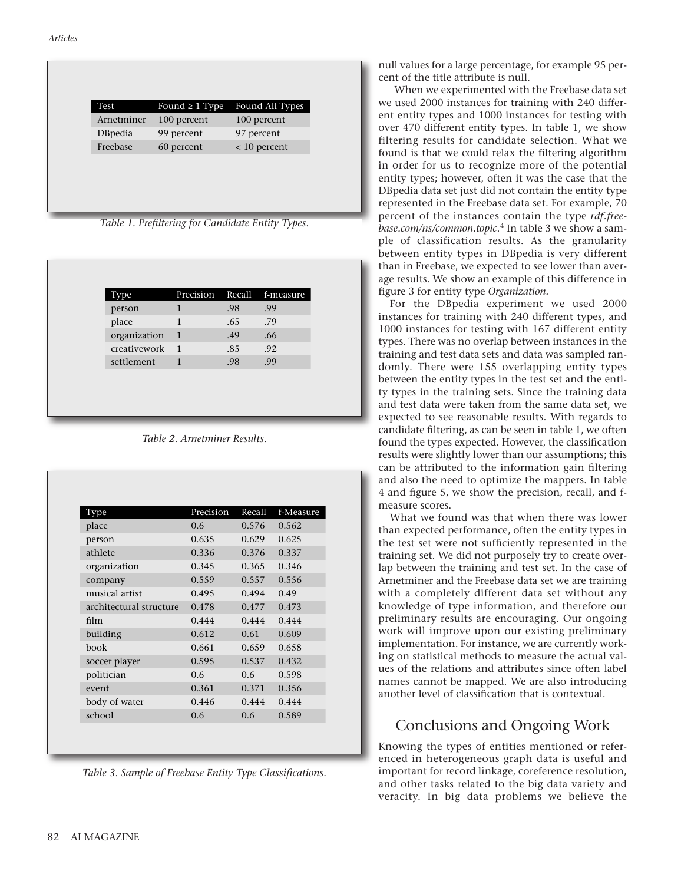| Test | Found ≥ 1 Type | Found All Types |
|---|---|---|
| Arnetminer | 100 percent | 100 percent |
| DBpedia | 99 percent | 97 percent |
| Freebase | 60 percent | < 10 percent |

*Table 1. Prefiltering for Candidate Entity Types.*

| Type | Precision | Recall | f-measure |
|---|---|---|---|
| person | 1 | .98 | .99 |
| place | 1 | .65 | .79 |
| organization | 1 | .49 | .66 |
| creativework | 1 | .85 | .92 |
| settlement | 1 | .98 | .99 |

*Table 2. Arnetminer Results.*

| Type | Precision | Recall | f-Measure |
|---|---|---|---|
| place | 0.6 | 0.576 | 0.562 |
| person | 0.635 | 0.629 | 0.625 |
| athlete | 0.336 | 0.376 | 0.337 |
| organization | 0.345 | 0.365 | 0.346 |
| company | 0.559 | 0.557 | 0.556 |
| musical artist | 0.495 | 0.494 | 0.49 |
| architectural structure | 0.478 | 0.477 | 0.473 |
| film | 0.444 | 0.444 | 0.444 |
| building | 0.612 | 0.61 | 0.609 |
| book | 0.661 | 0.659 | 0.658 |
| soccer player | 0.595 | 0.537 | 0.432 |
| politician | 0.6 | 0.6 | 0.598 |
| event | 0.361 | 0.371 | 0.356 |
| body of water | 0.446 | 0.444 | 0.444 |
| school | 0.6 | 0.6 | 0.589 |

*Table 3. Sample of Freebase Entity Type Classifications.*

null values for a large percentage, for example 95 percent of the title attribute is null.

When we experimented with the Freebase data set we used 2000 instances for training with 240 different entity types and 1000 instances for testing with over 470 different entity types. In table 1, we show filtering results for candidate selection. What we found is that we could relax the filtering algorithm in order for us to recognize more of the potential entity types; however, often it was the case that the DBpedia data set just did not contain the entity type represented in the Freebase data set. For example, 70 percent of the instances contain the type *rdf.freebase.com/ns/common.topic*.[4] In table 3 we show a sample of classification results. As the granularity between entity types in DBpedia is very different than in Freebase, we expected to see lower than average results. We show an example of this difference in figure 3 for entity type *Organization*.

For the DBpedia experiment we used 2000 instances for training with 240 different types, and 1000 instances for testing with 167 different entity types. There was no overlap between instances in the training and test data sets and data was sampled randomly. There were 155 overlapping entity types between the entity types in the test set and the entity types in the training sets. Since the training data and test data were taken from the same data set, we expected to see reasonable results. With regards to candidate filtering, as can be seen in table 1, we often found the types expected. However, the classification results were slightly lower than our assumptions; this can be attributed to the information gain filtering and also the need to optimize the mappers. In table 4 and figure 5, we show the precision, recall, and f-measure scores.

What we found was that when there was lower than expected performance, often the entity types in the test set were not sufficiently represented in the training set. We did not purposely try to create overlap between the training and test set. In the case of Arnetminer and the Freebase data set we are training with a completely different data set without any knowledge of type information, and therefore our preliminary results are encouraging. Our ongoing work will improve upon our existing preliminary implementation. For instance, we are currently working on statistical methods to measure the actual values of the relations and attributes since often label names cannot be mapped. We are also introducing another level of classification that is contextual.

## Conclusions and Ongoing Work

Knowing the types of entities mentioned or referenced in heterogeneous graph data is useful and important for record linkage, coreference resolution, and other tasks related to the big data variety and veracity. In big data problems we believe the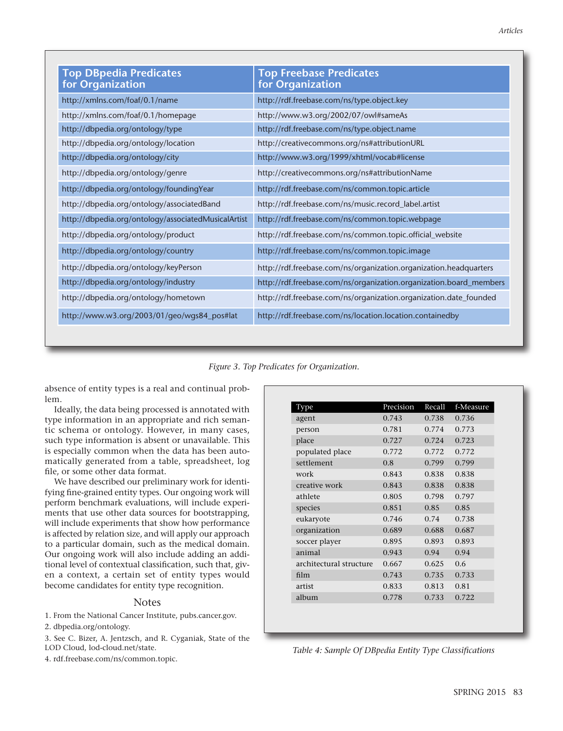| Top DBpedia Predicates for Organization | Top Freebase Predicates for Organization |
|---|---|
| http://xmlns.com/foaf/0.1/name | http://rdf.freebase.com/ns/type.object.key |
| http://xmlns.com/foaf/0.1/homepage | http://www.w3.org/2002/07/owl#sameAs |
| http://dbpedia.org/ontology/type | http://rdf.freebase.com/ns/type.object.name |
| http://dbpedia.org/ontology/location | http://creativecommons.org/ns#attributionURL |
| http://dbpedia.org/ontology/city | http://www.w3.org/1999/xhtml/vocab#license |
| http://dbpedia.org/ontology/genre | http://creativecommons.org/ns#attributionName |
| http://dbpedia.org/ontology/foundingYear | http://rdf.freebase.com/ns/common.topic.article |
| http://dbpedia.org/ontology/associatedBand | http://rdf.freebase.com/ns/music.record_label.artist |
| http://dbpedia.org/ontology/associatedMusicalArtist | http://rdf.freebase.com/ns/common.topic.webpage |
| http://dbpedia.org/ontology/product | http://rdf.freebase.com/ns/common.topic.official_website |
| http://dbpedia.org/ontology/country | http://rdf.freebase.com/ns/common.topic.image |
| http://dbpedia.org/ontology/keyPerson | http://rdf.freebase.com/ns/organization.organization.headquarters |
| http://dbpedia.org/ontology/industry | http://rdf.freebase.com/ns/organization.organization.board_members |
| http://dbpedia.org/ontology/hometown | http://rdf.freebase.com/ns/organization.organization.date_founded |
| http://www.w3.org/2003/01/geo/wgs84_pos#lat | http://rdf.freebase.com/ns/location.location.containedby |

*Figure 3. Top Predicates for Organization.*

absence of entity types is a real and continual problem.

Ideally, the data being processed is annotated with type information in an appropriate and rich semantic schema or ontology. However, in many cases, such type information is absent or unavailable. This is especially common when the data has been automatically generated from a table, spreadsheet, log file, or some other data format.

We have described our preliminary work for identifying fine-grained entity types. Our ongoing work will perform benchmark evaluations, will include experiments that use other data sources for bootstrapping, will include experiments that show how performance is affected by relation size, and will apply our approach to a particular domain, such as the medical domain. Our ongoing work will also include adding an additional level of contextual classification, such that, given a context, a certain set of entity types would become candidates for entity type recognition.

| Type | Precision | Recall | f-Measure |
|---|---|---|---|
| agent | 0.743 | 0.738 | 0.736 |
| person | 0.781 | 0.774 | 0.773 |
| place | 0.727 | 0.724 | 0.723 |
| populated place | 0.772 | 0.772 | 0.772 |
| settlement | 0.8 | 0.799 | 0.799 |
| work | 0.843 | 0.838 | 0.838 |
| creative work | 0.843 | 0.838 | 0.838 |
| athlete | 0.805 | 0.798 | 0.797 |
| species | 0.851 | 0.85 | 0.85 |
| eukaryote | 0.746 | 0.74 | 0.738 |
| organization | 0.689 | 0.688 | 0.687 |
| soccer player | 0.895 | 0.893 | 0.893 |
| animal | 0.943 | 0.94 | 0.94 |
| architectural structure | 0.667 | 0.625 | 0.6 |
| film | 0.743 | 0.735 | 0.733 |
| artist | 0.833 | 0.813 | 0.81 |
| album | 0.778 | 0.733 | 0.722 |

*Table 4: Sample Of DBpedia Entity Type Classifications*

## Notes

1. From the National Cancer Institute, pubs.cancer.gov.
2. dbpedia.org/ontology.
3. See C. Bizer, A. Jentzsch, and R. Cyganiak, State of the LOD Cloud, lod-cloud.net/state.
4. rdf.freebase.com/ns/common.topic.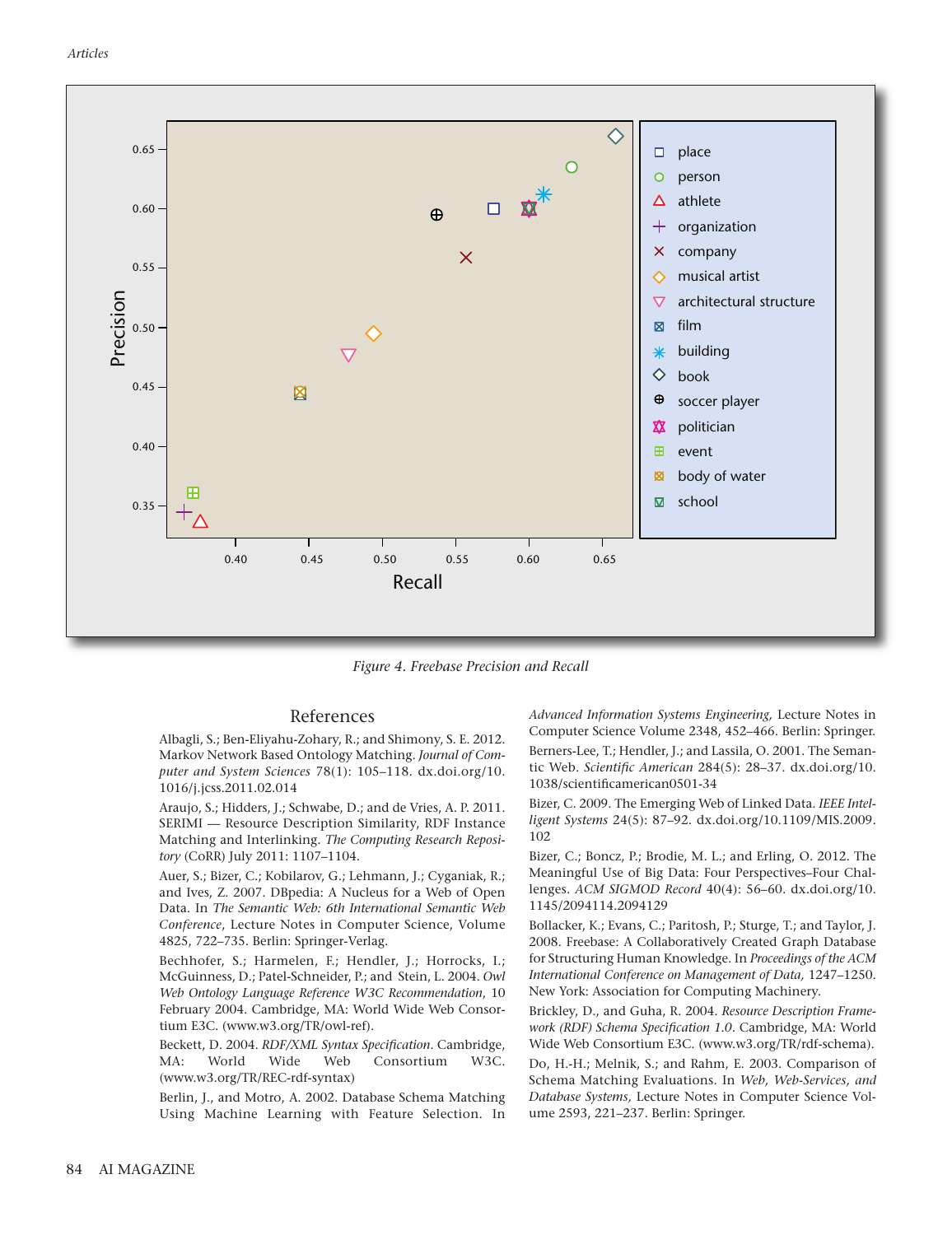Figure 4. Freebase Precision and Recall

## References

Albagli, S.; Ben-Eliyahu-Zohary, R.; and Shimony, S. E. 2012. Markov Network Based Ontology Matching. *Journal of Computer and System Sciences* 78(1): 105–118. dx.doi.org/10.1016/j.jcss.2011.02.014

Araujo, S.; Hidders, J.; Schwabe, D.; and de Vries, A. P. 2011. SERIMI — Resource Description Similarity, RDF Instance Matching and Interlinking. *The Computing Research Repository* (CoRR) July 2011: 1107–1104.

Auer, S.; Bizer, C.; Kobilarov, G.; Lehmann, J.; Cyganiak, R.; and Ives, Z. 2007. DBpedia: A Nucleus for a Web of Open Data. In *The Semantic Web: 6th International Semantic Web Conference*, Lecture Notes in Computer Science, Volume 4825, 722–735. Berlin: Springer-Verlag.

Bechhofer, S.; Harmelen, F.; Hendler, J.; Horrocks, I.; McGuinness, D.; Patel-Schneider, P.; and Stein, L. 2004. *Owl Web Ontology Language Reference W3C Recommendation*, 10 February 2004. Cambridge, MA: World Wide Web Consortium E3C. (www.w3.org/TR/owl-ref).

Beckett, D. 2004. *RDF/XML Syntax Specification*. Cambridge, MA: World Wide Web Consortium W3C. (www.w3.org/TR/REC-rdf-syntax)

Berlin, J., and Motro, A. 2002. Database Schema Matching Using Machine Learning with Feature Selection. In *Advanced Information Systems Engineering,* Lecture Notes in Computer Science Volume 2348, 452–466. Berlin: Springer.

Berners-Lee, T.; Hendler, J.; and Lassila, O. 2001. The Semantic Web. *Scientific American* 284(5): 28–37. dx.doi.org/10.1038/scientificamerican0501-34

Bizer, C. 2009. The Emerging Web of Linked Data. *IEEE Intelligent Systems* 24(5): 87–92. dx.doi.org/10.1109/MIS.2009.102

Bizer, C.; Boncz, P.; Brodie, M. L.; and Erling, O. 2012. The Meaningful Use of Big Data: Four Perspectives–Four Challenges. *ACM SIGMOD Record* 40(4): 56–60. dx.doi.org/10.1145/2094114.2094129

Bollacker, K.; Evans, C.; Paritosh, P.; Sturge, T.; and Taylor, J. 2008. Freebase: A Collaboratively Created Graph Database for Structuring Human Knowledge. In *Proceedings of the ACM International Conference on Management of Data,* 1247–1250. New York: Association for Computing Machinery.

Brickley, D., and Guha, R. 2004. *Resource Description Framework (RDF) Schema Specification 1.0*. Cambridge, MA: World Wide Web Consortium E3C. (www.w3.org/TR/rdf-schema).

Do, H.-H.; Melnik, S.; and Rahm, E. 2003. Comparison of Schema Matching Evaluations. In *Web, Web-Services, and Database Systems,* Lecture Notes in Computer Science Volume 2593, 221–237. Berlin: Springer.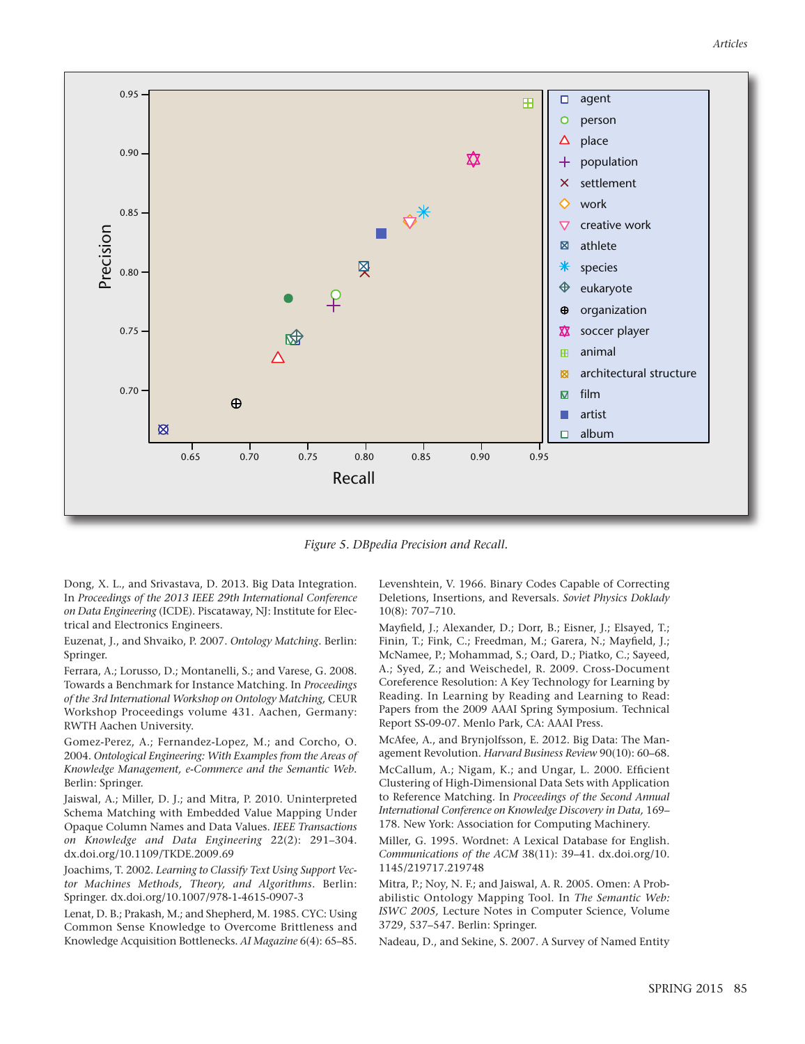Figure 5. DBpedia Precision and Recall.

Dong, X. L., and Srivastava, D. 2013. Big Data Integration. In *Proceedings of the 2013 IEEE 29th International Conference on Data Engineering* (ICDE). Piscataway, NJ: Institute for Electrical and Electronics Engineers.

Euzenat, J., and Shvaiko, P. 2007. *Ontology Matching*. Berlin: Springer.

Ferrara, A.; Lorusso, D.; Montanelli, S.; and Varese, G. 2008. Towards a Benchmark for Instance Matching. In *Proceedings of the 3rd International Workshop on Ontology Matching*, CEUR Workshop Proceedings volume 431. Aachen, Germany: RWTH Aachen University.

Gomez-Perez, A.; Fernandez-Lopez, M.; and Corcho, O. 2004. *Ontological Engineering: With Examples from the Areas of Knowledge Management, e-Commerce and the Semantic Web*. Berlin: Springer.

Jaiswal, A.; Miller, D. J.; and Mitra, P. 2010. Uninterpreted Schema Matching with Embedded Value Mapping Under Opaque Column Names and Data Values. *IEEE Transactions on Knowledge and Data Engineering* 22(2): 291–304. dx.doi.org/10.1109/TKDE.2009.69

Joachims, T. 2002. *Learning to Classify Text Using Support Vector Machines Methods, Theory, and Algorithms*. Berlin: Springer. dx.doi.org/10.1007/978-1-4615-0907-3

Lenat, D. B.; Prakash, M.; and Shepherd, M. 1985. CYC: Using Common Sense Knowledge to Overcome Brittleness and Knowledge Acquisition Bottlenecks. *AI Magazine* 6(4): 65–85.

Levenshtein, V. 1966. Binary Codes Capable of Correcting Deletions, Insertions, and Reversals. *Soviet Physics Doklady* 10(8): 707–710.

Mayfield, J.; Alexander, D.; Dorr, B.; Eisner, J.; Elsayed, T.; Finin, T.; Fink, C.; Freedman, M.; Garera, N.; Mayfield, J.; McNamee, P.; Mohammad, S.; Oard, D.; Piatko, C.; Sayeed, A.; Syed, Z.; and Weischedel, R. 2009. Cross-Document Coreference Resolution: A Key Technology for Learning by Reading. In Learning by Reading and Learning to Read: Papers from the 2009 AAAI Spring Symposium. Technical Report SS-09-07. Menlo Park, CA: AAAI Press.

McAfee, A., and Brynjolfsson, E. 2012. Big Data: The Management Revolution. *Harvard Business Review* 90(10): 60–68.

McCallum, A.; Nigam, K.; and Ungar, L. 2000. Efficient Clustering of High-Dimensional Data Sets with Application to Reference Matching. In *Proceedings of the Second Annual International Conference on Knowledge Discovery in Data*, 169–178. New York: Association for Computing Machinery.

Miller, G. 1995. Wordnet: A Lexical Database for English. *Communications of the ACM* 38(11): 39–41. dx.doi.org/10.1145/219717.219748

Mitra, P.; Noy, N. F.; and Jaiswal, A. R. 2005. Omen: A Probabilistic Ontology Mapping Tool. In *The Semantic Web: ISWC 2005*, Lecture Notes in Computer Science, Volume 3729, 537–547. Berlin: Springer.

Nadeau, D., and Sekine, S. 2007. A Survey of Named Entity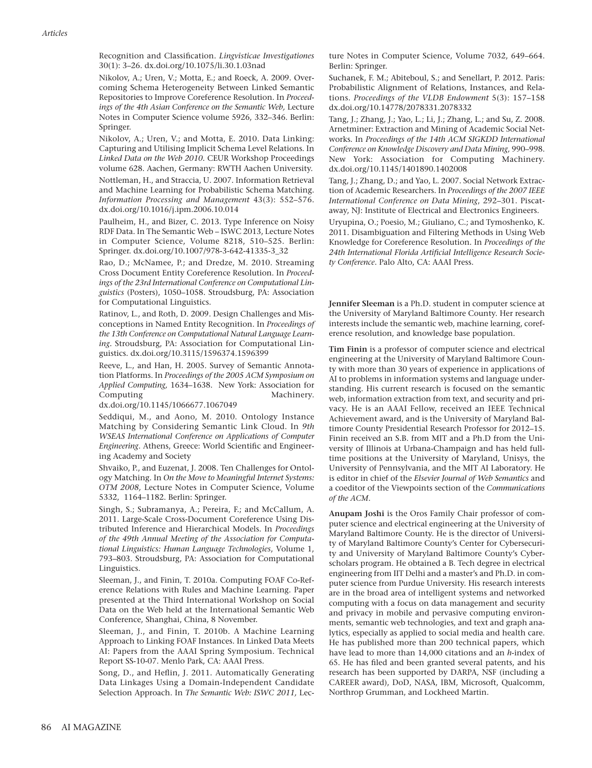Recognition and Classification. *Lingvisticae Investigationes* 30(1): 3–26. dx.doi.org/10.1075/li.30.1.03nad

Nikolov, A.; Uren, V.; Motta, E.; and Roeck, A. 2009. Overcoming Schema Heterogeneity Between Linked Semantic Repositories to Improve Coreference Resolution. In *Proceedings of the 4th Asian Conference on the Semantic Web,* Lecture Notes in Computer Science volume 5926, 332–346. Berlin: Springer.

Nikolov, A.; Uren, V.; and Motta, E. 2010. Data Linking: Capturing and Utilising Implicit Schema Level Relations. In *Linked Data on the Web 2010.* CEUR Workshop Proceedings volume 628. Aachen, Germany: RWTH Aachen University.

Nottleman, H., and Straccia, U. 2007. Information Retrieval and Machine Learning for Probabilistic Schema Matching. *Information Processing and Management* 43(3): 552–576. dx.doi.org/10.1016/j.ipm.2006.10.014

Paulheim, H., and Bizer, C. 2013. Type Inference on Noisy RDF Data. In The Semantic Web – ISWC 2013, Lecture Notes in Computer Science, Volume 8218, 510–525. Berlin: Springer. dx.doi.org/10.1007/978-3-642-41335-3_32

Rao, D.; McNamee, P.; and Dredze, M. 2010. Streaming Cross Document Entity Coreference Resolution. In *Proceedings of the 23rd International Conference on Computational Linguistics* (Posters), 1050–1058. Stroudsburg, PA: Association for Computational Linguistics.

Ratinov, L., and Roth, D. 2009. Design Challenges and Misconceptions in Named Entity Recognition. In *Proceedings of the 13th Conference on Computational Natural Language Learning.* Stroudsburg, PA: Association for Computational Linguistics. dx.doi.org/10.3115/1596374.1596399

Reeve, L., and Han, H. 2005. Survey of Semantic Annotation Platforms. In *Proceedings of the 2005 ACM Symposium on Applied Computing,* 1634–1638. New York: Association for Computing Machinery. dx.doi.org/10.1145/1066677.1067049

Seddiqui, M., and Aono, M. 2010. Ontology Instance Matching by Considering Semantic Link Cloud. In *9th WSEAS International Conference on Applications of Computer Engineering.* Athens, Greece: World Scientific and Engineering Academy and Society

Shvaiko, P., and Euzenat, J. 2008. Ten Challenges for Ontology Matching. In *On the Move to Meaningful Internet Systems: OTM 2008,* Lecture Notes in Computer Science, Volume 5332, 1164–1182. Berlin: Springer.

Singh, S.; Subramanya, A.; Pereira, F.; and McCallum, A. 2011. Large-Scale Cross-Document Coreference Using Distributed Inference and Hierarchical Models. In *Proceedings of the 49th Annual Meeting of the Association for Computational Linguistics: Human Language Technologies,* Volume 1, 793–803. Stroudsburg, PA: Association for Computational Linguistics.

Sleeman, J., and Finin, T. 2010a. Computing FOAF Co-Reference Relations with Rules and Machine Learning. Paper presented at the Third International Workshop on Social Data on the Web held at the International Semantic Web Conference, Shanghai, China, 8 November.

Sleeman, J., and Finin, T. 2010b. A Machine Learning Approach to Linking FOAF Instances. In Linked Data Meets AI: Papers from the AAAI Spring Symposium. Technical Report SS-10-07. Menlo Park, CA: AAAI Press.

Song, D., and Heflin, J. 2011. Automatically Generating Data Linkages Using a Domain-Independent Candidate Selection Approach. In *The Semantic Web: ISWC 2011,* Lecture Notes in Computer Science, Volume 7032, 649–664. Berlin: Springer.

Suchanek, F. M.; Abiteboul, S.; and Senellart, P. 2012. Paris: Probabilistic Alignment of Relations, Instances, and Relations. *Proceedings of the VLDB Endowment* 5(3): 157–158 dx.doi.org/10.14778/2078331.2078332

Tang, J.; Zhang, J.; Yao, L.; Li, J.; Zhang, L.; and Su, Z. 2008. Arnetminer: Extraction and Mining of Academic Social Networks. In *Proceedings of the 14th ACM SIGKDD International Conference on Knowledge Discovery and Data Mining,* 990–998. New York: Association for Computing Machinery. dx.doi.org/10.1145/1401890.1402008

Tang, J.; Zhang, D.; and Yao, L. 2007. Social Network Extraction of Academic Researchers. In *Proceedings of the 2007 IEEE International Conference on Data Mining*, 292–301. Piscataway, NJ: Institute of Electrical and Electronics Engineers.

Uryupina, O.; Poesio, M.; Giuliano, C.; and Tymoshenko, K. 2011. Disambiguation and Filtering Methods in Using Web Knowledge for Coreference Resolution. In *Proceedings of the 24th International Florida Artificial Intelligence Research Society Conference*. Palo Alto, CA: AAAI Press.

**Jennifer Sleeman** is a Ph.D. student in computer science at the University of Maryland Baltimore County. Her research interests include the semantic web, machine learning, coreference resolution, and knowledge base population.

**Tim Finin** is a professor of computer science and electrical engineering at the University of Maryland Baltimore County with more than 30 years of experience in applications of AI to problems in information systems and language understanding. His current research is focused on the semantic web, information extraction from text, and security and privacy. He is an AAAI Fellow, received an IEEE Technical Achievement award, and is the University of Maryland Baltimore County Presidential Research Professor for 2012–15. Finin received an S.B. from MIT and a Ph.D from the University of Illinois at Urbana-Champaign and has held fulltime positions at the University of Maryland, Unisys, the University of Pennsylvania, and the MIT AI Laboratory. He is editor in chief of the *Elsevier Journal of Web Semantics* and a coeditor of the Viewpoints section of the *Communications of the ACM*.

**Anupam Joshi** is the Oros Family Chair professor of computer science and electrical engineering at the University of Maryland Baltimore County. He is the director of University of Maryland Baltimore County's Center for Cybersecurity and University of Maryland Baltimore County's Cyberscholars program. He obtained a B. Tech degree in electrical engineering from IIT Delhi and a master's and Ph.D. in computer science from Purdue University. His research interests are in the broad area of intelligent systems and networked computing with a focus on data management and security and privacy in mobile and pervasive computing environments, semantic web technologies, and text and graph analytics, especially as applied to social media and health care. He has published more than 200 technical papers, which have lead to more than 14,000 citations and an *h*-index of 65. He has filed and been granted several patents, and his research has been supported by DARPA, NSF (including a CAREER award), DoD, NASA, IBM, Microsoft, Qualcomm, Northrop Grumman, and Lockheed Martin.